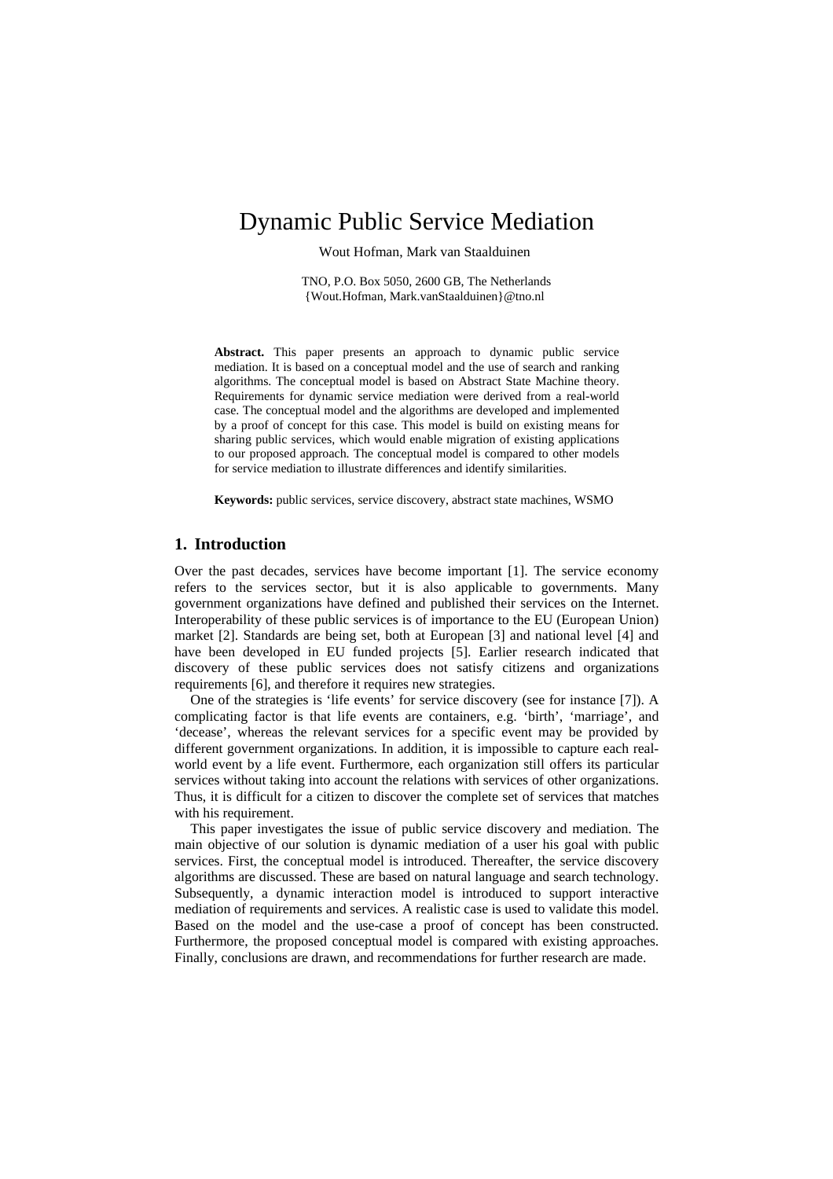# Dynamic Public Service Mediation

Wout Hofman, Mark van Staalduinen

TNO, P.O. Box 5050, 2600 GB, The Netherlands
{Wout.Hofman, Mark.vanStaalduinen}@tno.nl

**Abstract.** This paper presents an approach to dynamic public service mediation. It is based on a conceptual model and the use of search and ranking algorithms. The conceptual model is based on Abstract State Machine theory. Requirements for dynamic service mediation were derived from a real-world case. The conceptual model and the algorithms are developed and implemented by a proof of concept for this case. This model is build on existing means for sharing public services, which would enable migration of existing applications to our proposed approach. The conceptual model is compared to other models for service mediation to illustrate differences and identify similarities.

**Keywords:** public services, service discovery, abstract state machines, WSMO

## 1. Introduction

Over the past decades, services have become important [1]. The service economy refers to the services sector, but it is also applicable to governments. Many government organizations have defined and published their services on the Internet. Interoperability of these public services is of importance to the EU (European Union) market [2]. Standards are being set, both at European [3] and national level [4] and have been developed in EU funded projects [5]. Earlier research indicated that discovery of these public services does not satisfy citizens and organizations requirements [6], and therefore it requires new strategies.

One of the strategies is 'life events' for service discovery (see for instance [7]). A complicating factor is that life events are containers, e.g. 'birth', 'marriage', and 'decease', whereas the relevant services for a specific event may be provided by different government organizations. In addition, it is impossible to capture each real-world event by a life event. Furthermore, each organization still offers its particular services without taking into account the relations with services of other organizations. Thus, it is difficult for a citizen to discover the complete set of services that matches with his requirement.

This paper investigates the issue of public service discovery and mediation. The main objective of our solution is dynamic mediation of a user his goal with public services. First, the conceptual model is introduced. Thereafter, the service discovery algorithms are discussed. These are based on natural language and search technology. Subsequently, a dynamic interaction model is introduced to support interactive mediation of requirements and services. A realistic case is used to validate this model. Based on the model and the use-case a proof of concept has been constructed. Furthermore, the proposed conceptual model is compared with existing approaches. Finally, conclusions are drawn, and recommendations for further research are made.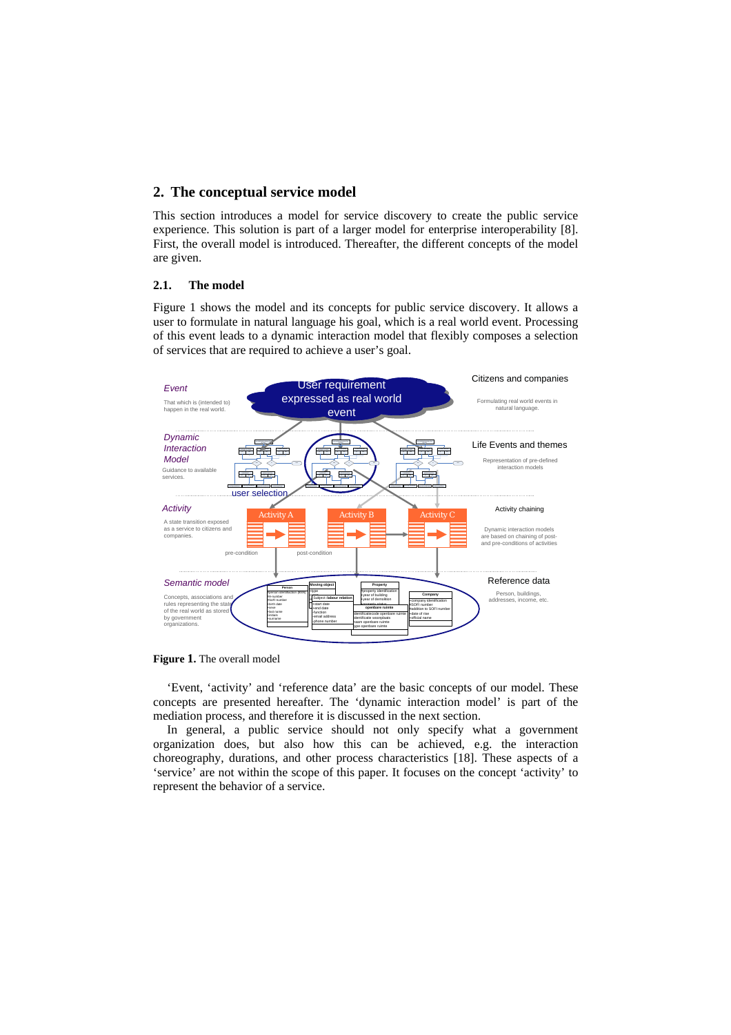## 2. The conceptual service model

This section introduces a model for service discovery to create the public service experience. This solution is part of a larger model for enterprise interoperability [8]. First, the overall model is introduced. Thereafter, the different concepts of the model are given.

### 2.1. The model

Figure 1 shows the model and its concepts for public service discovery. It allows a user to formulate in natural language his goal, which is a real world event. Processing of this event leads to a dynamic interaction model that flexibly composes a selection of services that are required to achieve a user's goal.

**Figure 1.** The overall model

'Event, 'activity' and 'reference data' are the basic concepts of our model. These concepts are presented hereafter. The 'dynamic interaction model' is part of the mediation process, and therefore it is discussed in the next section.

In general, a public service should not only specify what a government organization does, but also how this can be achieved, e.g. the interaction choreography, durations, and other process characteristics [18]. These aspects of a 'service' are not within the scope of this paper. It focuses on the concept 'activity' to represent the behavior of a service.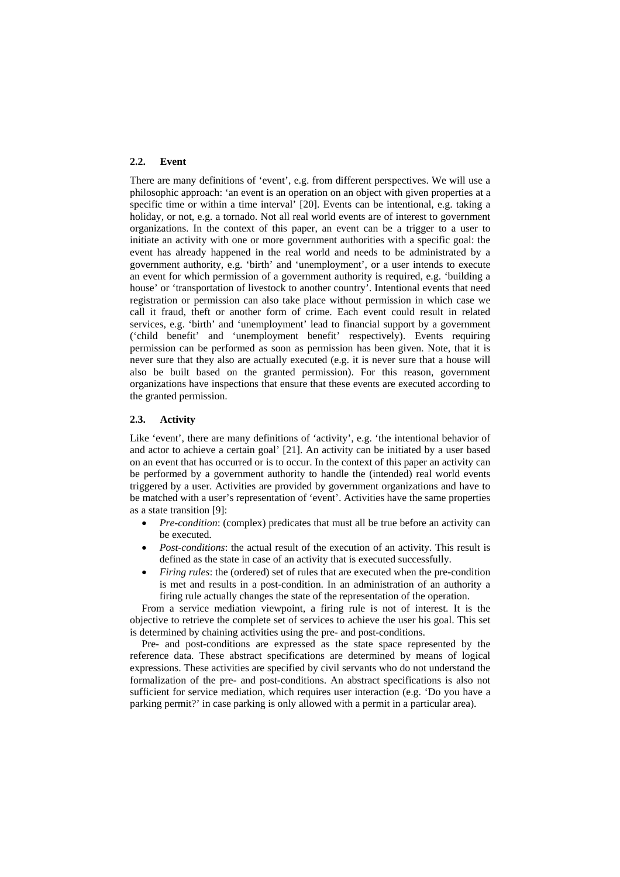### 2.2. Event

There are many definitions of 'event', e.g. from different perspectives. We will use a philosophic approach: 'an event is an operation on an object with given properties at a specific time or within a time interval' [20]. Events can be intentional, e.g. taking a holiday, or not, e.g. a tornado. Not all real world events are of interest to government organizations. In the context of this paper, an event can be a trigger to a user to initiate an activity with one or more government authorities with a specific goal: the event has already happened in the real world and needs to be administrated by a government authority, e.g. 'birth' and 'unemployment', or a user intends to execute an event for which permission of a government authority is required, e.g. 'building a house' or 'transportation of livestock to another country'. Intentional events that need registration or permission can also take place without permission in which case we call it fraud, theft or another form of crime. Each event could result in related services, e.g. 'birth' and 'unemployment' lead to financial support by a government ('child benefit' and 'unemployment benefit' respectively). Events requiring permission can be performed as soon as permission has been given. Note, that it is never sure that they also are actually executed (e.g. it is never sure that a house will also be built based on the granted permission). For this reason, government organizations have inspections that ensure that these events are executed according to the granted permission.

### 2.3. Activity

Like 'event', there are many definitions of 'activity', e.g. 'the intentional behavior of and actor to achieve a certain goal' [21]. An activity can be initiated by a user based on an event that has occurred or is to occur. In the context of this paper an activity can be performed by a government authority to handle the (intended) real world events triggered by a user. Activities are provided by government organizations and have to be matched with a user's representation of 'event'. Activities have the same properties as a state transition [9]:

- *Pre-condition*: (complex) predicates that must all be true before an activity can be executed.
- *Post-conditions*: the actual result of the execution of an activity. This result is defined as the state in case of an activity that is executed successfully.
- *Firing rules*: the (ordered) set of rules that are executed when the pre-condition is met and results in a post-condition. In an administration of an authority a firing rule actually changes the state of the representation of the operation.

From a service mediation viewpoint, a firing rule is not of interest. It is the objective to retrieve the complete set of services to achieve the user his goal. This set is determined by chaining activities using the pre- and post-conditions.

Pre- and post-conditions are expressed as the state space represented by the reference data. These abstract specifications are determined by means of logical expressions. These activities are specified by civil servants who do not understand the formalization of the pre- and post-conditions. An abstract specifications is also not sufficient for service mediation, which requires user interaction (e.g. 'Do you have a parking permit?' in case parking is only allowed with a permit in a particular area).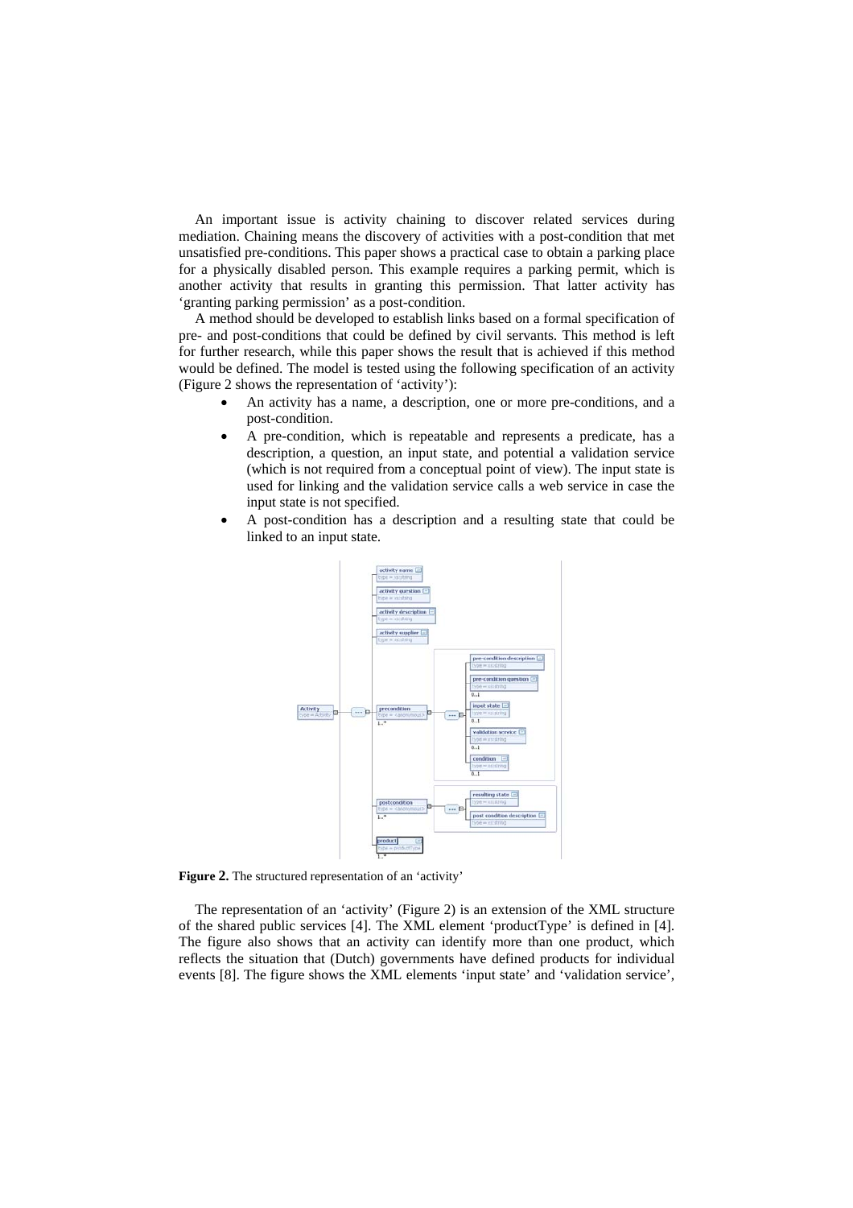An important issue is activity chaining to discover related services during mediation. Chaining means the discovery of activities with a post-condition that met unsatisfied pre-conditions. This paper shows a practical case to obtain a parking place for a physically disabled person. This example requires a parking permit, which is another activity that results in granting this permission. That latter activity has 'granting parking permission' as a post-condition.

A method should be developed to establish links based on a formal specification of pre- and post-conditions that could be defined by civil servants. This method is left for further research, while this paper shows the result that is achieved if this method would be defined. The model is tested using the following specification of an activity (Figure 2 shows the representation of 'activity'):

- An activity has a name, a description, one or more pre-conditions, and a post-condition.
- A pre-condition, which is repeatable and represents a predicate, has a description, a question, an input state, and potential a validation service (which is not required from a conceptual point of view). The input state is used for linking and the validation service calls a web service in case the input state is not specified.
- A post-condition has a description and a resulting state that could be linked to an input state.

**Figure 2.** The structured representation of an 'activity'

The representation of an 'activity' (Figure 2) is an extension of the XML structure of the shared public services [4]. The XML element 'productType' is defined in [4]. The figure also shows that an activity can identify more than one product, which reflects the situation that (Dutch) governments have defined products for individual events [8]. The figure shows the XML elements 'input state' and 'validation service',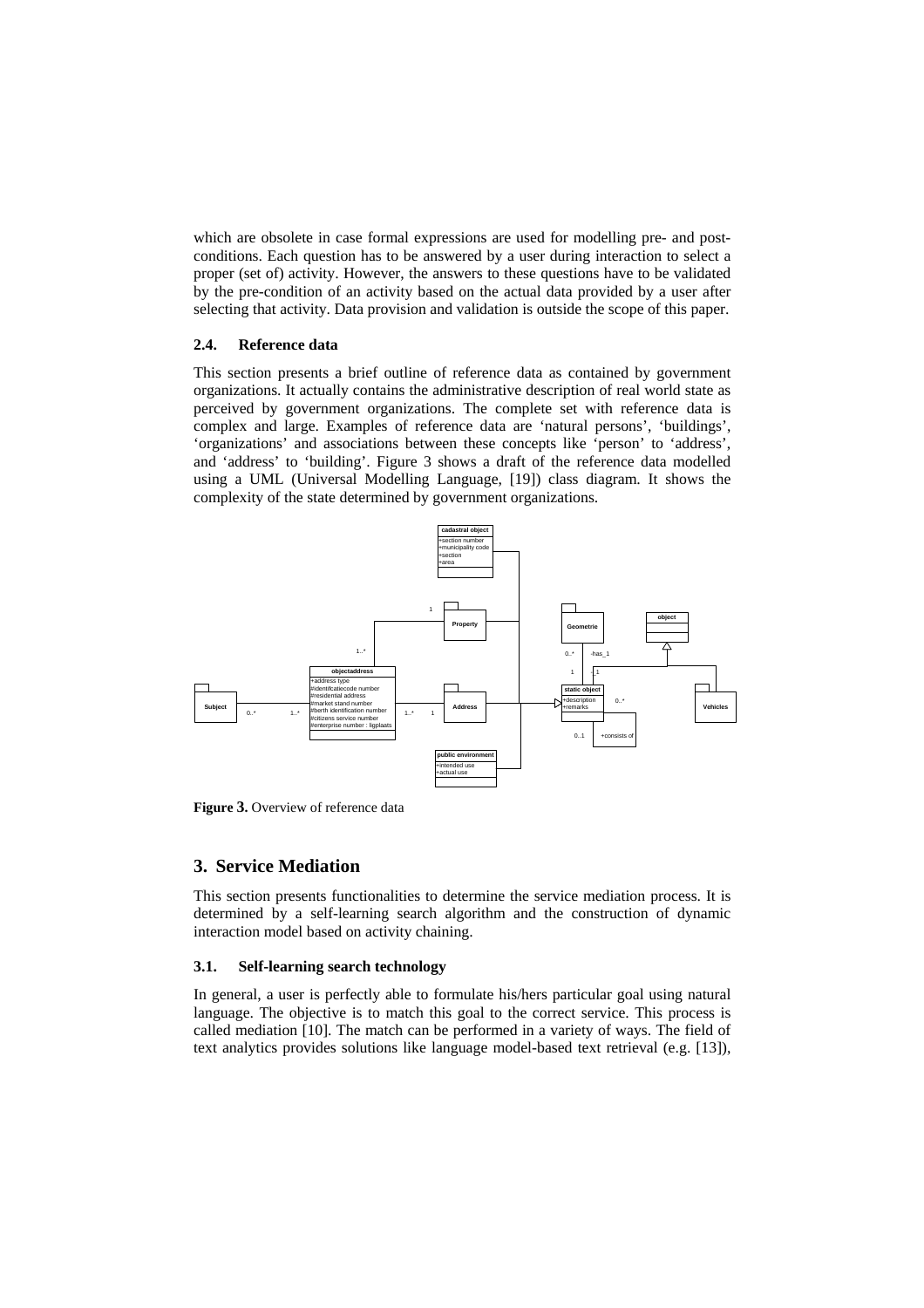which are obsolete in case formal expressions are used for modelling pre- and post-conditions. Each question has to be answered by a user during interaction to select a proper (set of) activity. However, the answers to these questions have to be validated by the pre-condition of an activity based on the actual data provided by a user after selecting that activity. Data provision and validation is outside the scope of this paper.

### 2.4. Reference data

This section presents a brief outline of reference data as contained by government organizations. It actually contains the administrative description of real world state as perceived by government organizations. The complete set with reference data is complex and large. Examples of reference data are 'natural persons', 'buildings', 'organizations' and associations between these concepts like 'person' to 'address', and 'address' to 'building'. Figure 3 shows a draft of the reference data modelled using a UML (Universal Modelling Language, [19]) class diagram. It shows the complexity of the state determined by government organizations.

**Figure 3.** Overview of reference data

## 3. Service Mediation

This section presents functionalities to determine the service mediation process. It is determined by a self-learning search algorithm and the construction of dynamic interaction model based on activity chaining.

### 3.1. Self-learning search technology

In general, a user is perfectly able to formulate his/hers particular goal using natural language. The objective is to match this goal to the correct service. This process is called mediation [10]. The match can be performed in a variety of ways. The field of text analytics provides solutions like language model-based text retrieval (e.g. [13]),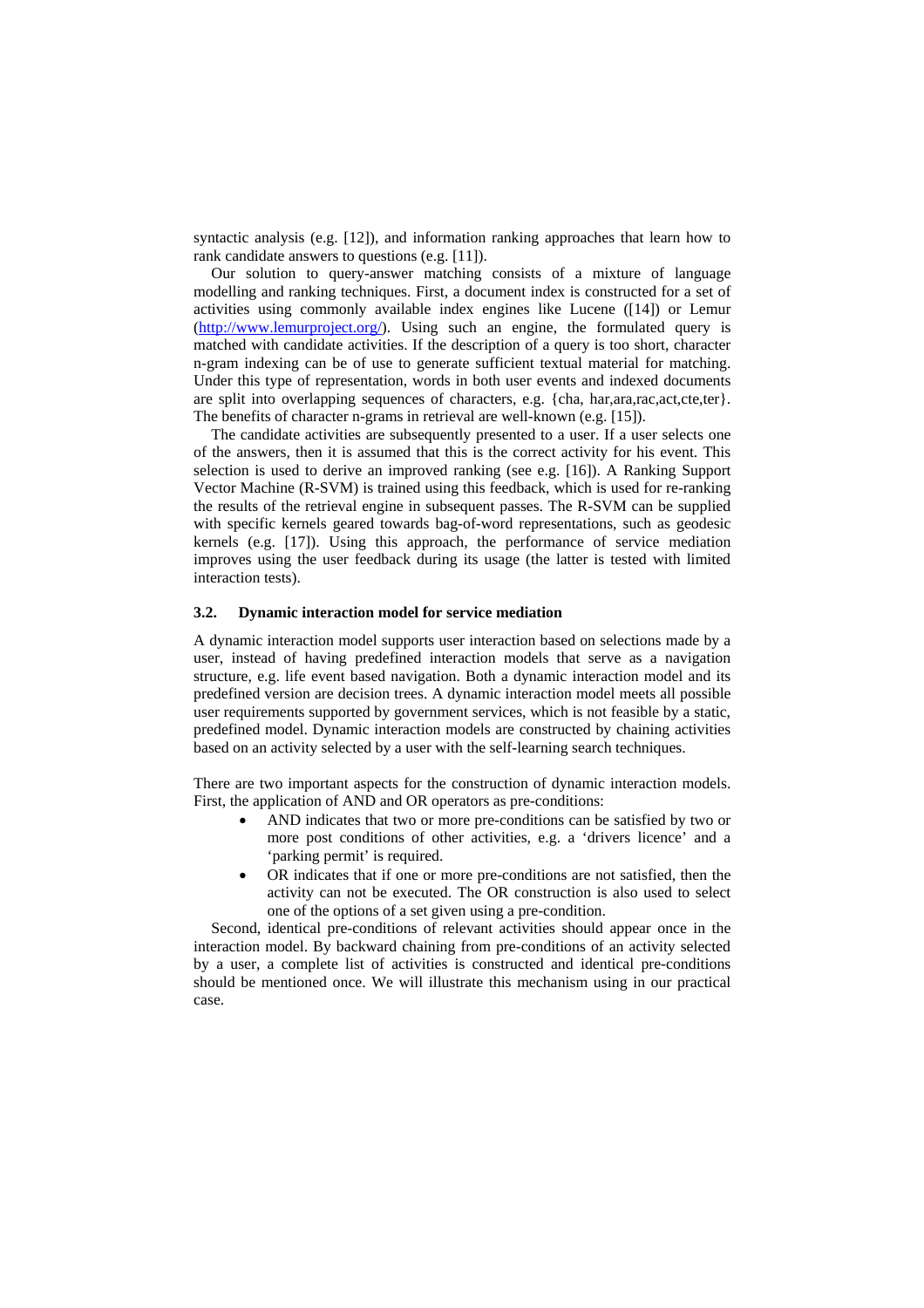syntactic analysis (e.g. [12]), and information ranking approaches that learn how to rank candidate answers to questions (e.g. [11]).

Our solution to query-answer matching consists of a mixture of language modelling and ranking techniques. First, a document index is constructed for a set of activities using commonly available index engines like Lucene ([14]) or Lemur (http://www.lemurproject.org/). Using such an engine, the formulated query is matched with candidate activities. If the description of a query is too short, character n-gram indexing can be of use to generate sufficient textual material for matching. Under this type of representation, words in both user events and indexed documents are split into overlapping sequences of characters, e.g. {cha, har,ara,rac,act,cte,ter}. The benefits of character n-grams in retrieval are well-known (e.g. [15]).

The candidate activities are subsequently presented to a user. If a user selects one of the answers, then it is assumed that this is the correct activity for his event. This selection is used to derive an improved ranking (see e.g. [16]). A Ranking Support Vector Machine (R-SVM) is trained using this feedback, which is used for re-ranking the results of the retrieval engine in subsequent passes. The R-SVM can be supplied with specific kernels geared towards bag-of-word representations, such as geodesic kernels (e.g. [17]). Using this approach, the performance of service mediation improves using the user feedback during its usage (the latter is tested with limited interaction tests).

### 3.2. Dynamic interaction model for service mediation

A dynamic interaction model supports user interaction based on selections made by a user, instead of having predefined interaction models that serve as a navigation structure, e.g. life event based navigation. Both a dynamic interaction model and its predefined version are decision trees. A dynamic interaction model meets all possible user requirements supported by government services, which is not feasible by a static, predefined model. Dynamic interaction models are constructed by chaining activities based on an activity selected by a user with the self-learning search techniques.

There are two important aspects for the construction of dynamic interaction models. First, the application of AND and OR operators as pre-conditions:

- AND indicates that two or more pre-conditions can be satisfied by two or more post conditions of other activities, e.g. a 'drivers licence' and a 'parking permit' is required.
- OR indicates that if one or more pre-conditions are not satisfied, then the activity can not be executed. The OR construction is also used to select one of the options of a set given using a pre-condition.

Second, identical pre-conditions of relevant activities should appear once in the interaction model. By backward chaining from pre-conditions of an activity selected by a user, a complete list of activities is constructed and identical pre-conditions should be mentioned once. We will illustrate this mechanism using in our practical case.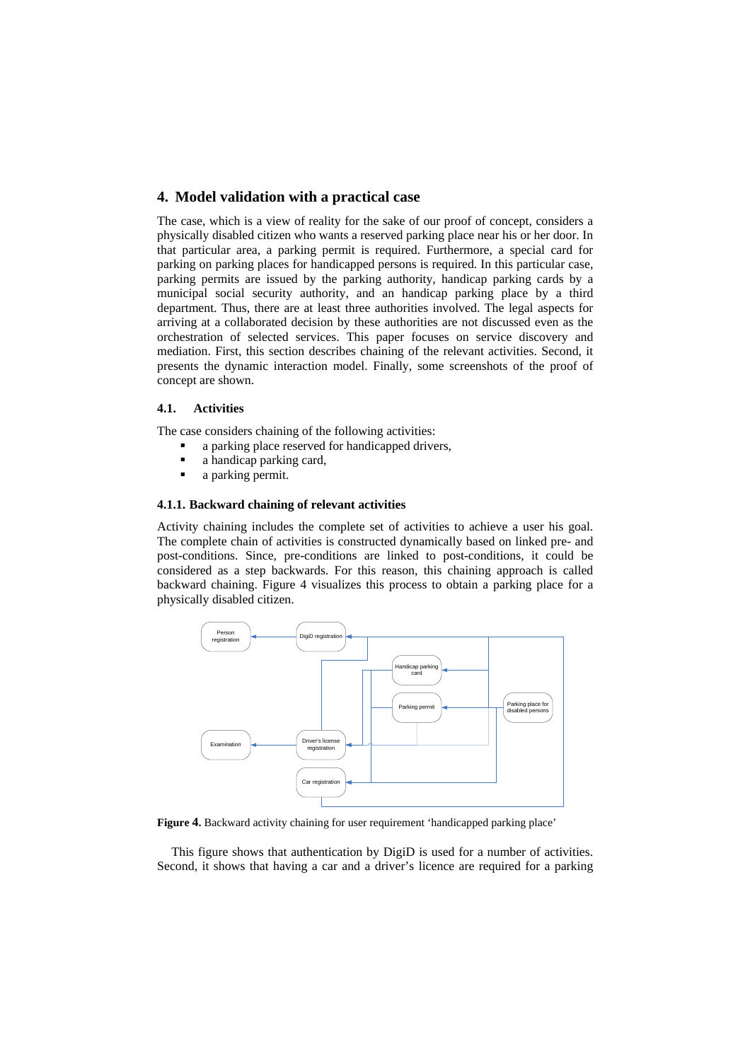## 4. Model validation with a practical case

The case, which is a view of reality for the sake of our proof of concept, considers a physically disabled citizen who wants a reserved parking place near his or her door. In that particular area, a parking permit is required. Furthermore, a special card for parking on parking places for handicapped persons is required. In this particular case, parking permits are issued by the parking authority, handicap parking cards by a municipal social security authority, and an handicap parking place by a third department. Thus, there are at least three authorities involved. The legal aspects for arriving at a collaborated decision by these authorities are not discussed even as the orchestration of selected services. This paper focuses on service discovery and mediation. First, this section describes chaining of the relevant activities. Second, it presents the dynamic interaction model. Finally, some screenshots of the proof of concept are shown.

### 4.1. Activities

The case considers chaining of the following activities:

- a parking place reserved for handicapped drivers,
- a handicap parking card,
- a parking permit.

#### 4.1.1. Backward chaining of relevant activities

Activity chaining includes the complete set of activities to achieve a user his goal. The complete chain of activities is constructed dynamically based on linked pre- and post-conditions. Since, pre-conditions are linked to post-conditions, it could be considered as a step backwards. For this reason, this chaining approach is called backward chaining. Figure 4 visualizes this process to obtain a parking place for a physically disabled citizen.

Person registration
DigiD registration
Handicap parking card
Parking permit
Parking place for disabled persons
Examination
Driver's license registration
Car registration

**Figure 4.** Backward activity chaining for user requirement 'handicapped parking place'

This figure shows that authentication by DigiD is used for a number of activities. Second, it shows that having a car and a driver's licence are required for a parking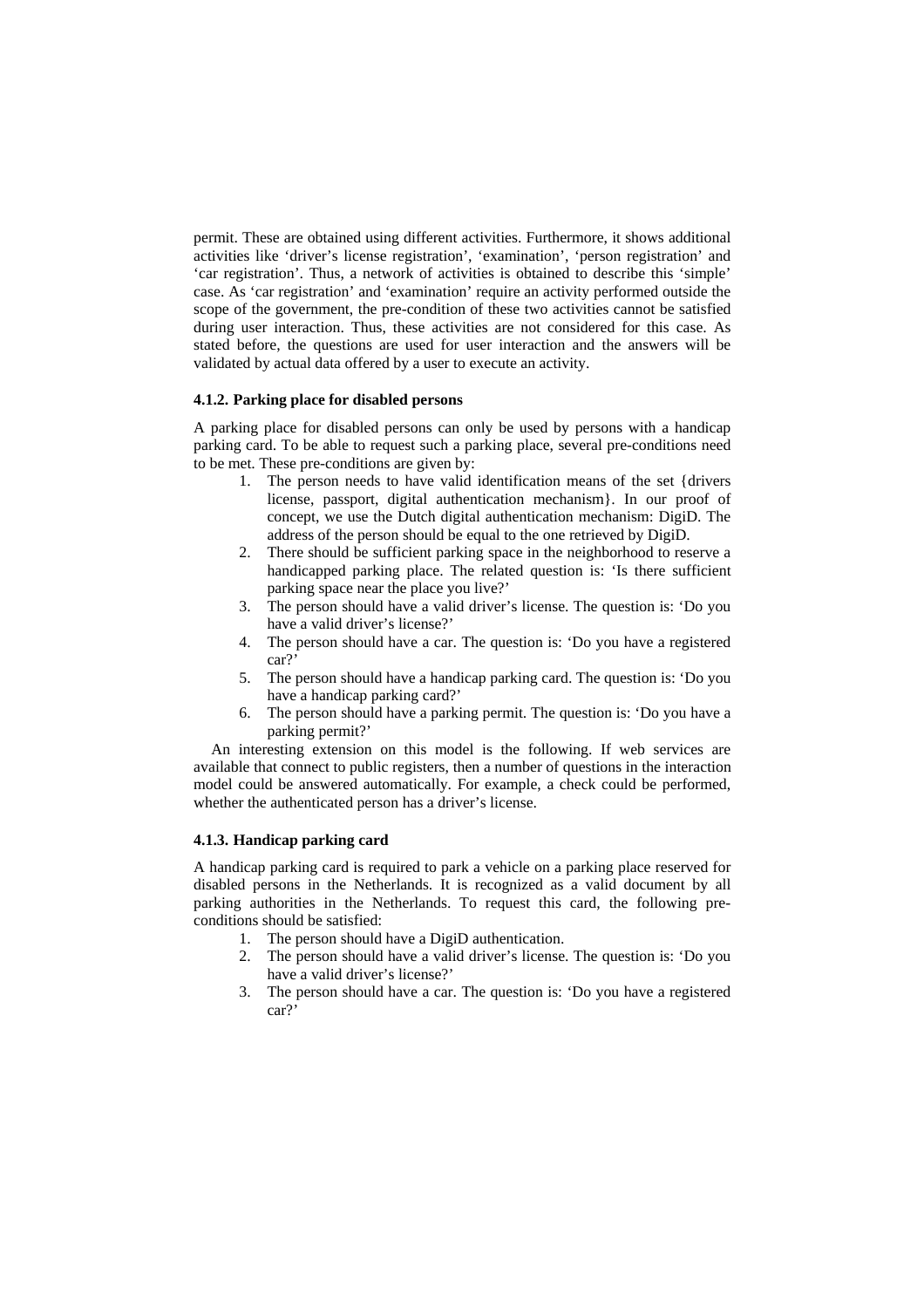permit. These are obtained using different activities. Furthermore, it shows additional activities like 'driver's license registration', 'examination', 'person registration' and 'car registration'. Thus, a network of activities is obtained to describe this 'simple' case. As 'car registration' and 'examination' require an activity performed outside the scope of the government, the pre-condition of these two activities cannot be satisfied during user interaction. Thus, these activities are not considered for this case. As stated before, the questions are used for user interaction and the answers will be validated by actual data offered by a user to execute an activity.

#### 4.1.2. Parking place for disabled persons

A parking place for disabled persons can only be used by persons with a handicap parking card. To be able to request such a parking place, several pre-conditions need to be met. These pre-conditions are given by:

1. The person needs to have valid identification means of the set {drivers license, passport, digital authentication mechanism}. In our proof of concept, we use the Dutch digital authentication mechanism: DigiD. The address of the person should be equal to the one retrieved by DigiD.
2. There should be sufficient parking space in the neighborhood to reserve a handicapped parking place. The related question is: 'Is there sufficient parking space near the place you live?'
3. The person should have a valid driver's license. The question is: 'Do you have a valid driver's license?'
4. The person should have a car. The question is: 'Do you have a registered car?'
5. The person should have a handicap parking card. The question is: 'Do you have a handicap parking card?'
6. The person should have a parking permit. The question is: 'Do you have a parking permit?'

An interesting extension on this model is the following. If web services are available that connect to public registers, then a number of questions in the interaction model could be answered automatically. For example, a check could be performed, whether the authenticated person has a driver's license.

#### 4.1.3. Handicap parking card

A handicap parking card is required to park a vehicle on a parking place reserved for disabled persons in the Netherlands. It is recognized as a valid document by all parking authorities in the Netherlands. To request this card, the following pre-conditions should be satisfied:

1. The person should have a DigiD authentication.
2. The person should have a valid driver's license. The question is: 'Do you have a valid driver's license?'
3. The person should have a car. The question is: 'Do you have a registered car?'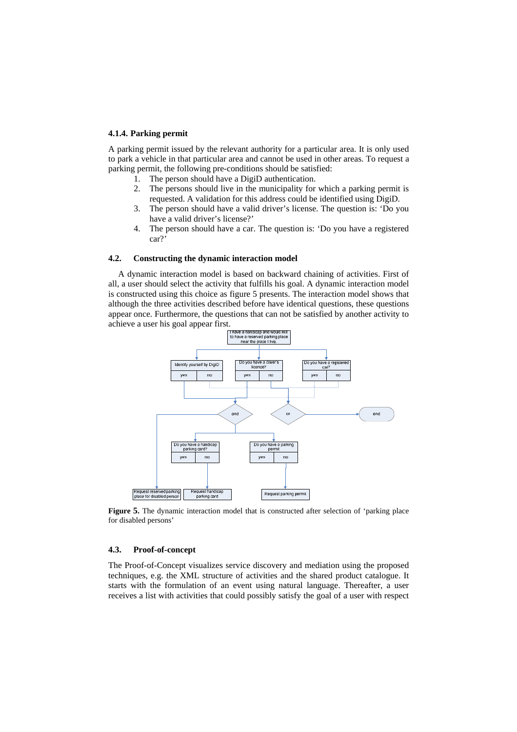### 4.1.4. Parking permit

A parking permit issued by the relevant authority for a particular area. It is only used to park a vehicle in that particular area and cannot be used in other areas. To request a parking permit, the following pre-conditions should be satisfied:

1. The person should have a DigiD authentication.
2. The persons should live in the municipality for which a parking permit is requested. A validation for this address could be identified using DigiD.
3. The person should have a valid driver's license. The question is: 'Do you have a valid driver's license?'
4. The person should have a car. The question is: 'Do you have a registered car?'

### 4.2. Constructing the dynamic interaction model

A dynamic interaction model is based on backward chaining of activities. First of all, a user should select the activity that fulfills his goal. A dynamic interaction model is constructed using this choice as figure 5 presents. The interaction model shows that although the three activities described before have identical questions, these questions appear once. Furthermore, the questions that can not be satisfied by another activity to achieve a user his goal appear first.

**Figure 5.** The dynamic interaction model that is constructed after selection of 'parking place for disabled persons'

### 4.3. Proof-of-concept

The Proof-of-Concept visualizes service discovery and mediation using the proposed techniques, e.g. the XML structure of activities and the shared product catalogue. It starts with the formulation of an event using natural language. Thereafter, a user receives a list with activities that could possibly satisfy the goal of a user with respect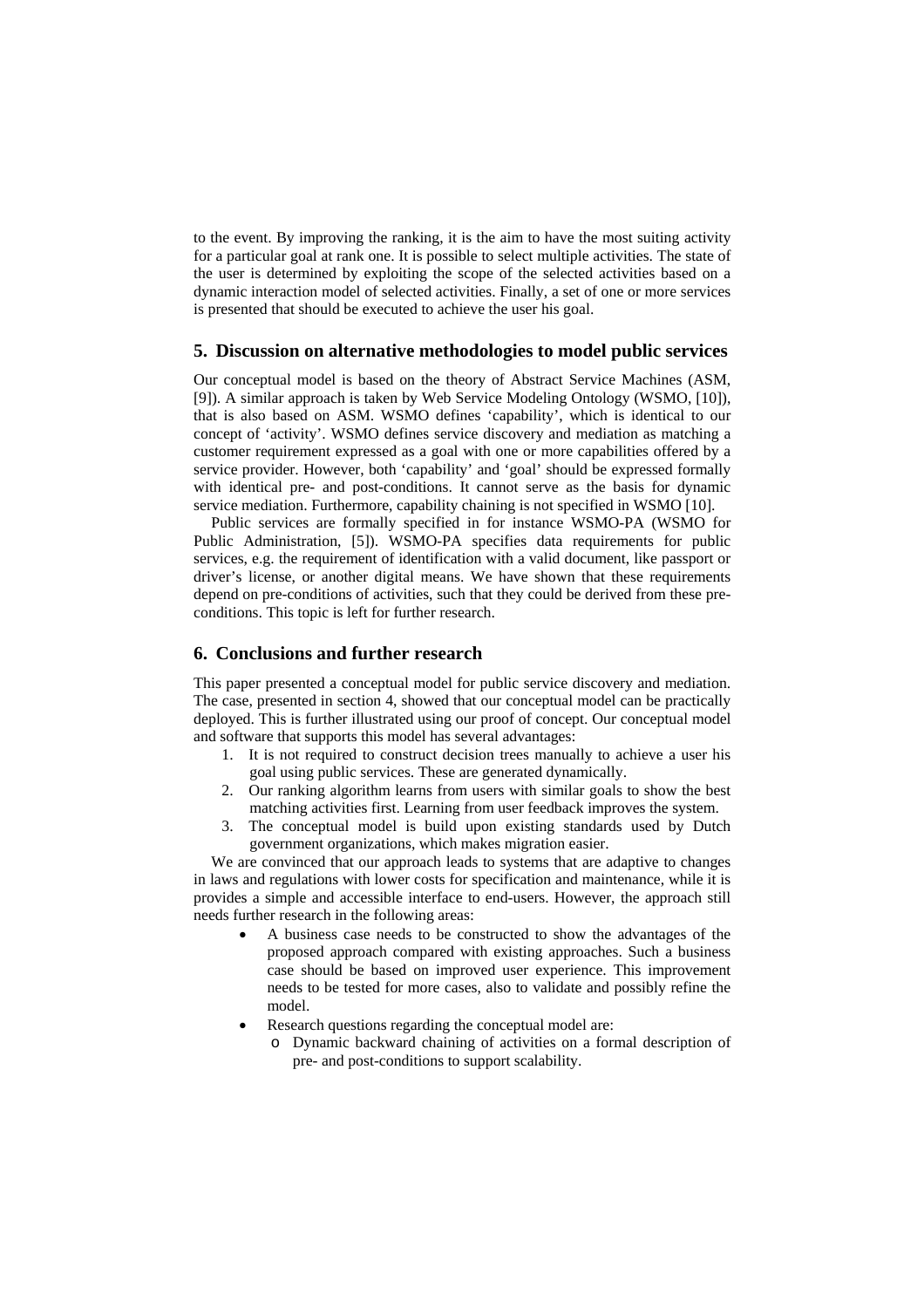to the event. By improving the ranking, it is the aim to have the most suiting activity for a particular goal at rank one. It is possible to select multiple activities. The state of the user is determined by exploiting the scope of the selected activities based on a dynamic interaction model of selected activities. Finally, a set of one or more services is presented that should be executed to achieve the user his goal.

## 5. Discussion on alternative methodologies to model public services

Our conceptual model is based on the theory of Abstract Service Machines (ASM, [9]). A similar approach is taken by Web Service Modeling Ontology (WSMO, [10]), that is also based on ASM. WSMO defines 'capability', which is identical to our concept of 'activity'. WSMO defines service discovery and mediation as matching a customer requirement expressed as a goal with one or more capabilities offered by a service provider. However, both 'capability' and 'goal' should be expressed formally with identical pre- and post-conditions. It cannot serve as the basis for dynamic service mediation. Furthermore, capability chaining is not specified in WSMO [10].

Public services are formally specified in for instance WSMO-PA (WSMO for Public Administration, [5]). WSMO-PA specifies data requirements for public services, e.g. the requirement of identification with a valid document, like passport or driver's license, or another digital means. We have shown that these requirements depend on pre-conditions of activities, such that they could be derived from these pre-conditions. This topic is left for further research.

## 6. Conclusions and further research

This paper presented a conceptual model for public service discovery and mediation. The case, presented in section 4, showed that our conceptual model can be practically deployed. This is further illustrated using our proof of concept. Our conceptual model and software that supports this model has several advantages:

1. It is not required to construct decision trees manually to achieve a user his goal using public services. These are generated dynamically.
2. Our ranking algorithm learns from users with similar goals to show the best matching activities first. Learning from user feedback improves the system.
3. The conceptual model is build upon existing standards used by Dutch government organizations, which makes migration easier.

We are convinced that our approach leads to systems that are adaptive to changes in laws and regulations with lower costs for specification and maintenance, while it is provides a simple and accessible interface to end-users. However, the approach still needs further research in the following areas:

- A business case needs to be constructed to show the advantages of the proposed approach compared with existing approaches. Such a business case should be based on improved user experience. This improvement needs to be tested for more cases, also to validate and possibly refine the model.
- Research questions regarding the conceptual model are:
  - Dynamic backward chaining of activities on a formal description of pre- and post-conditions to support scalability.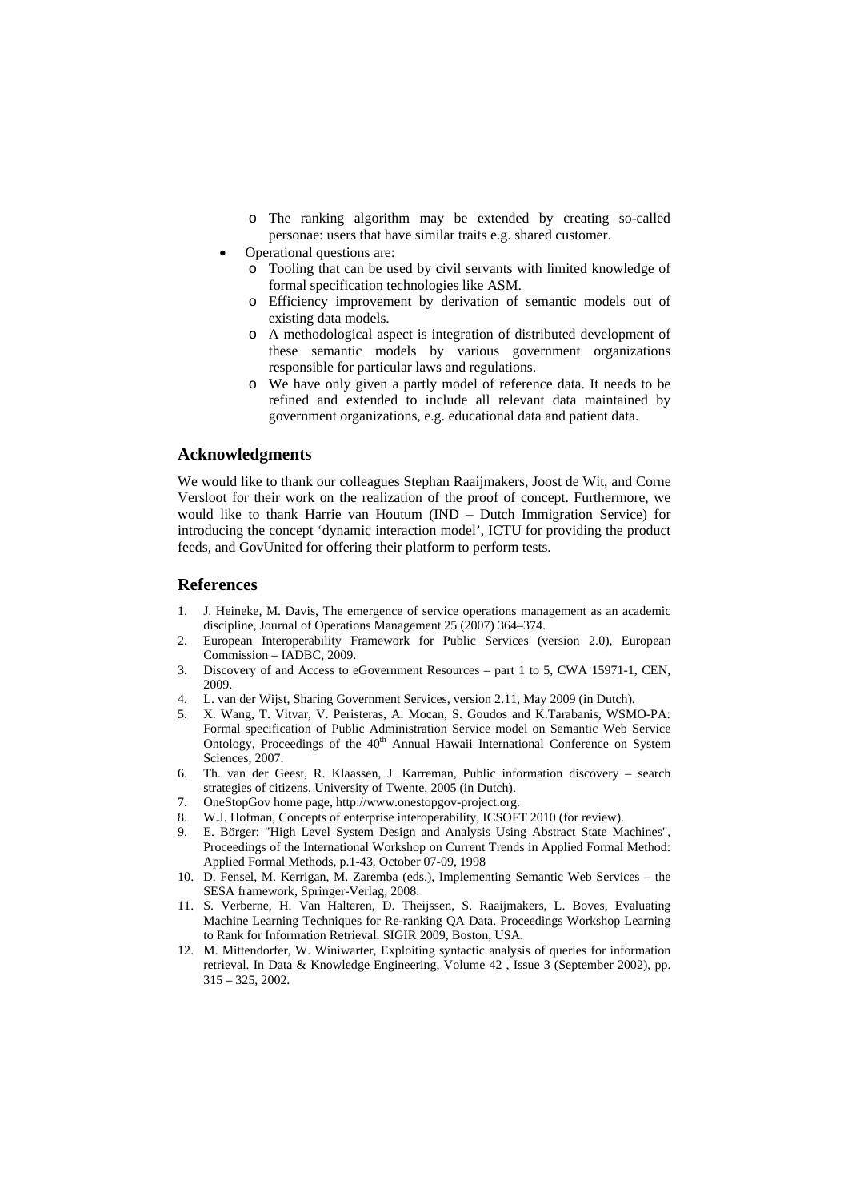- The ranking algorithm may be extended by creating so-called personae: users that have similar traits e.g. shared customer.
- Operational questions are:
    - Tooling that can be used by civil servants with limited knowledge of formal specification technologies like ASM.
    - Efficiency improvement by derivation of semantic models out of existing data models.
    - A methodological aspect is integration of distributed development of these semantic models by various government organizations responsible for particular laws and regulations.
    - We have only given a partly model of reference data. It needs to be refined and extended to include all relevant data maintained by government organizations, e.g. educational data and patient data.

## Acknowledgments

We would like to thank our colleagues Stephan Raaijmakers, Joost de Wit, and Corne Versloot for their work on the realization of the proof of concept. Furthermore, we would like to thank Harrie van Houtum (IND – Dutch Immigration Service) for introducing the concept 'dynamic interaction model', ICTU for providing the product feeds, and GovUnited for offering their platform to perform tests.

## References

1. J. Heineke, M. Davis, The emergence of service operations management as an academic discipline, Journal of Operations Management 25 (2007) 364–374.
2. European Interoperability Framework for Public Services (version 2.0), European Commission – IADBC, 2009.
3. Discovery of and Access to eGovernment Resources – part 1 to 5, CWA 15971-1, CEN, 2009.
4. L. van der Wijst, Sharing Government Services, version 2.11, May 2009 (in Dutch).
5. X. Wang, T. Vitvar, V. Peristeras, A. Mocan, S. Goudos and K.Tarabanis, WSMO-PA: Formal specification of Public Administration Service model on Semantic Web Service Ontology, Proceedings of the 40th Annual Hawaii International Conference on System Sciences, 2007.
6. Th. van der Geest, R. Klaassen, J. Karreman, Public information discovery – search strategies of citizens, University of Twente, 2005 (in Dutch).
7. OneStopGov home page, http://www.onestopgov-project.org.
8. W.J. Hofman, Concepts of enterprise interoperability, ICSOFT 2010 (for review).
9. E. Börger: "High Level System Design and Analysis Using Abstract State Machines", Proceedings of the International Workshop on Current Trends in Applied Formal Method: Applied Formal Methods, p.1-43, October 07-09, 1998
10. D. Fensel, M. Kerrigan, M. Zaremba (eds.), Implementing Semantic Web Services – the SESA framework, Springer-Verlag, 2008.
11. S. Verberne, H. Van Halteren, D. Theijssen, S. Raaijmakers, L. Boves, Evaluating Machine Learning Techniques for Re-ranking QA Data. Proceedings Workshop Learning to Rank for Information Retrieval. SIGIR 2009, Boston, USA.
12. M. Mittendorfer, W. Winiwarter, Exploiting syntactic analysis of queries for information retrieval. In Data & Knowledge Engineering, Volume 42 , Issue 3 (September 2002), pp. 315 – 325, 2002.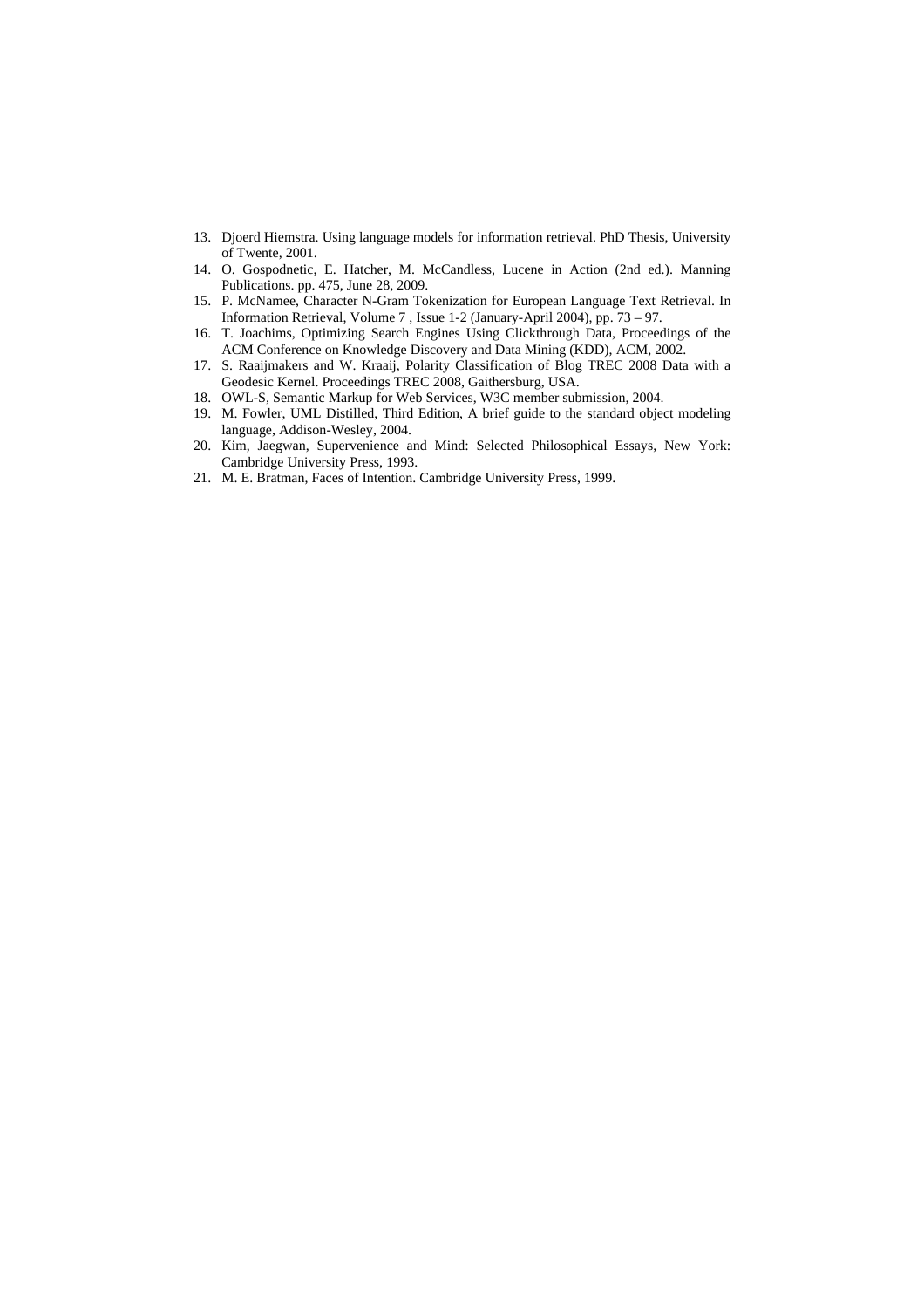13. Djoerd Hiemstra. Using language models for information retrieval. PhD Thesis, University of Twente, 2001.
14. O. Gospodnetic, E. Hatcher, M. McCandless, Lucene in Action (2nd ed.). Manning Publications. pp. 475, June 28, 2009.
15. P. McNamee, Character N-Gram Tokenization for European Language Text Retrieval. In Information Retrieval, Volume 7 , Issue 1-2 (January-April 2004), pp. 73 – 97.
16. T. Joachims, Optimizing Search Engines Using Clickthrough Data, Proceedings of the ACM Conference on Knowledge Discovery and Data Mining (KDD), ACM, 2002.
17. S. Raaijmakers and W. Kraaij, Polarity Classification of Blog TREC 2008 Data with a Geodesic Kernel. Proceedings TREC 2008, Gaithersburg, USA.
18. OWL-S, Semantic Markup for Web Services, W3C member submission, 2004.
19. M. Fowler, UML Distilled, Third Edition, A brief guide to the standard object modeling language, Addison-Wesley, 2004.
20. Kim, Jaegwan, Supervenience and Mind: Selected Philosophical Essays, New York: Cambridge University Press, 1993.
21. M. E. Bratman, Faces of Intention. Cambridge University Press, 1999.